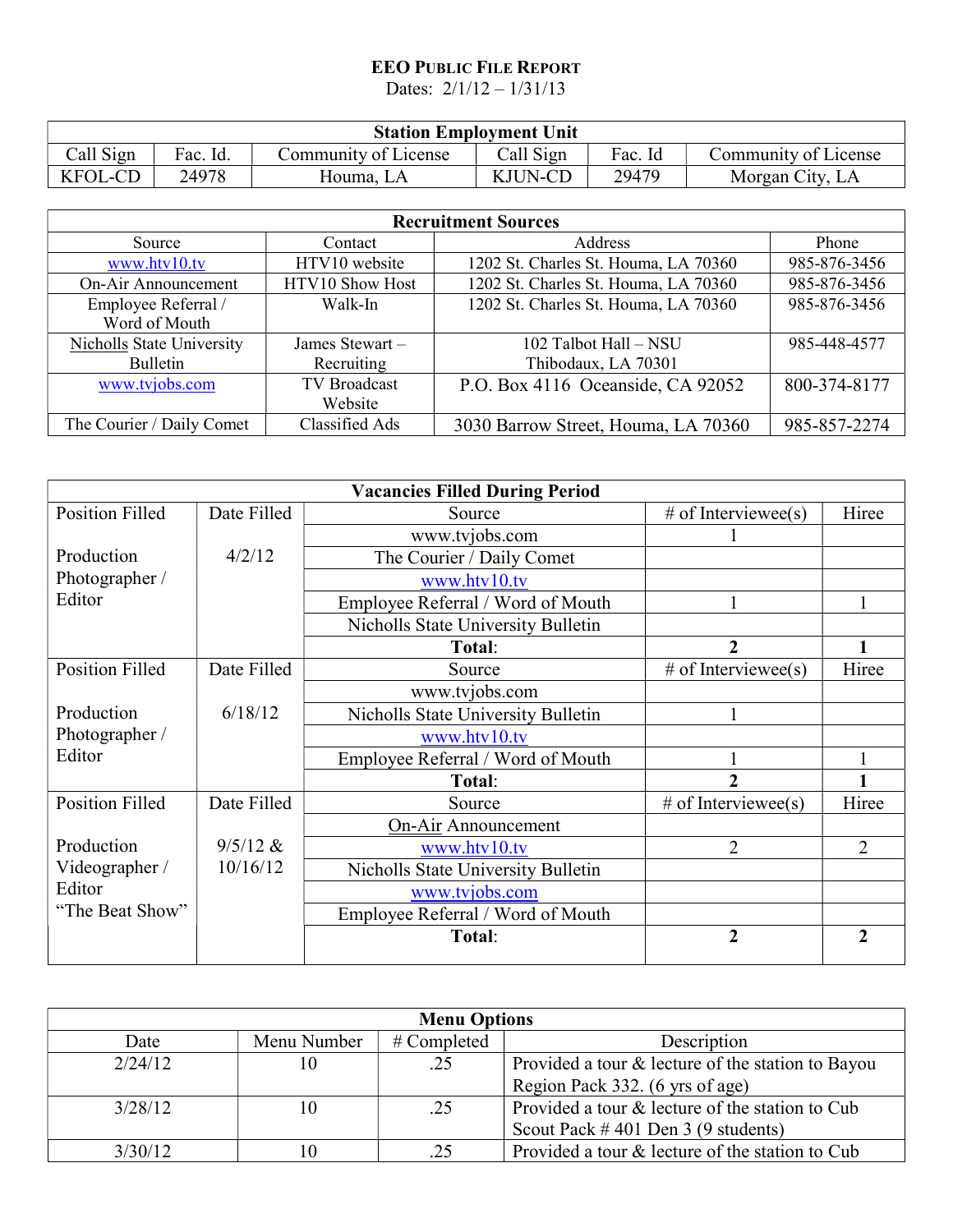# EEO Public File Report

Dates: 2/1/12 – 1/31/13

| Station Employment Unit | | | | | |
|---|---|---|---|---|---|
| Call Sign | Fac. Id. | Community of License | Call Sign | Fac. Id | Community of License |
| KFOL-CD | 24978 | Houma, LA | KJUN-CD | 29479 | Morgan City, LA |

| Recruitment Sources | | | |
|---|---|---|---|
| Source | Contact | Address | Phone |
| www.htv10.tv | HTV10 website | 1202 St. Charles St. Houma, LA 70360 | 985-876-3456 |
| On-Air Announcement | HTV10 Show Host | 1202 St. Charles St. Houma, LA 70360 | 985-876-3456 |
| Employee Referral / Word of Mouth | Walk-In | 1202 St. Charles St. Houma, LA 70360 | 985-876-3456 |
| Nicholls State University Bulletin | James Stewart – Recruiting | 102 Talbot Hall – NSU Thibodaux, LA 70301 | 985-448-4577 |
| www.tvjobs.com | TV Broadcast Website | P.O. Box 4116 Oceanside, CA 92052 | 800-374-8177 |
| The Courier / Daily Comet | Classified Ads | 3030 Barrow Street, Houma, LA 70360 | 985-857-2274 |

| Vacancies Filled During Period | | | | |
|---|---|---|---|---|
| Position Filled | Date Filled | Source | # of Interviewee(s) | Hiree |
| Production Photographer / Editor | 4/2/12 | www.tvjobs.com | 1 | |
| | | The Courier / Daily Comet | | |
| | | www.htv10.tv | | |
| | | Employee Referral / Word of Mouth | 1 | 1 |
| | | Nicholls State University Bulletin | | |
| | | **Total:** | **2** | **1** |
| Position Filled | Date Filled | Source | # of Interviewee(s) | Hiree |
| Production Photographer / Editor | 6/18/12 | www.tvjobs.com | | |
| | | Nicholls State University Bulletin | 1 | |
| | | www.htv10.tv | | |
| | | Employee Referral / Word of Mouth | 1 | 1 |
| | | **Total:** | **2** | **1** |
| Position Filled | Date Filled | Source | # of Interviewee(s) | Hiree |
| Production Videographer / Editor "The Beat Show" | 9/5/12 & 10/16/12 | On-Air Announcement | | |
| | | www.htv10.tv | 2 | 2 |
| | | Nicholls State University Bulletin | | |
| | | www.tvjobs.com | | |
| | | Employee Referral / Word of Mouth | | |
| | | **Total:** | **2** | **2** |

| Menu Options | | | |
|---|---|---|---|
| Date | Menu Number | # Completed | Description |
| 2/24/12 | 10 | .25 | Provided a tour & lecture of the station to Bayou Region Pack 332. (6 yrs of age) |
| 3/28/12 | 10 | .25 | Provided a tour & lecture of the station to Cub Scout Pack # 401 Den 3 (9 students) |
| 3/30/12 | 10 | .25 | Provided a tour & lecture of the station to Cub |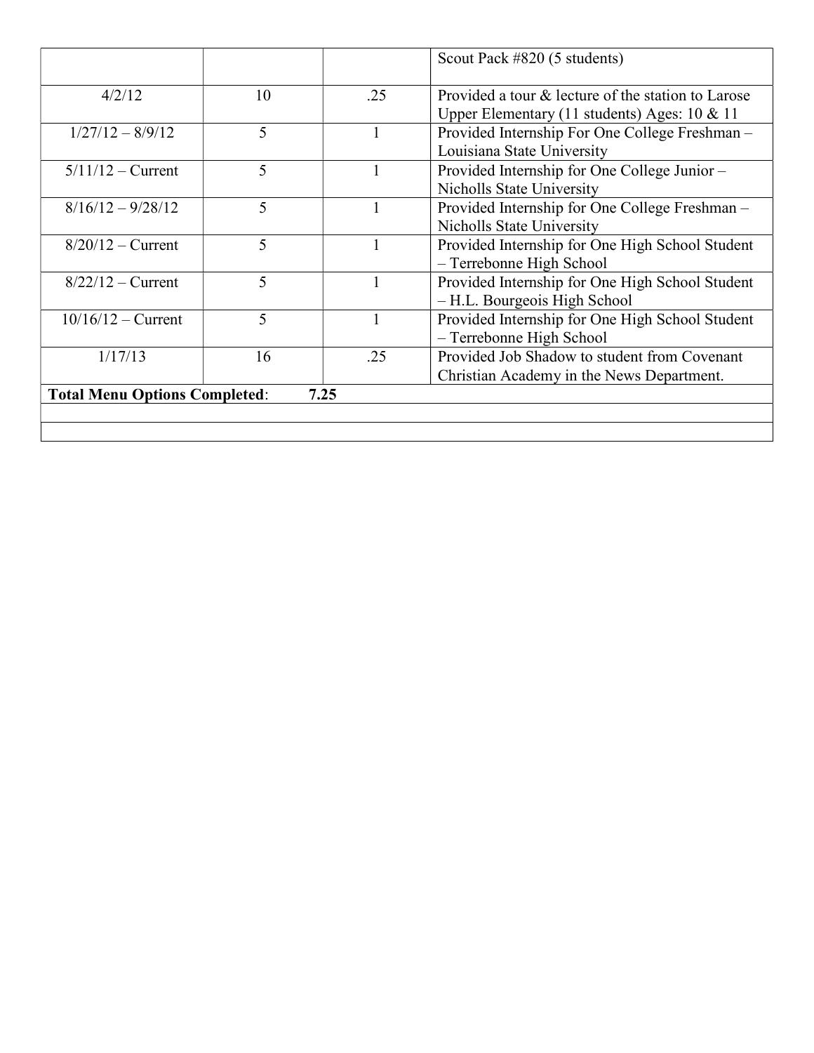| | | | |
|---|---|---|---|
| | | | Scout Pack #820 (5 students) |
| 4/2/12 | 10 | .25 | Provided a tour & lecture of the station to Larose Upper Elementary (11 students) Ages: 10 & 11 |
| 1/27/12 – 8/9/12 | 5 | 1 | Provided Internship For One College Freshman – Louisiana State University |
| 5/11/12 – Current | 5 | 1 | Provided Internship for One College Junior – Nicholls State University |
| 8/16/12 – 9/28/12 | 5 | 1 | Provided Internship for One College Freshman – Nicholls State University |
| 8/20/12 – Current | 5 | 1 | Provided Internship for One High School Student – Terrebonne High School |
| 8/22/12 – Current | 5 | 1 | Provided Internship for One High School Student – H.L. Bourgeois High School |
| 10/16/12 – Current | 5 | 1 | Provided Internship for One High School Student – Terrebonne High School |
| 1/17/13 | 16 | .25 | Provided Job Shadow to student from Covenant Christian Academy in the News Department. |
| **Total Menu Options Completed**: **7.25** | | | |
| | | | |
| | | | |